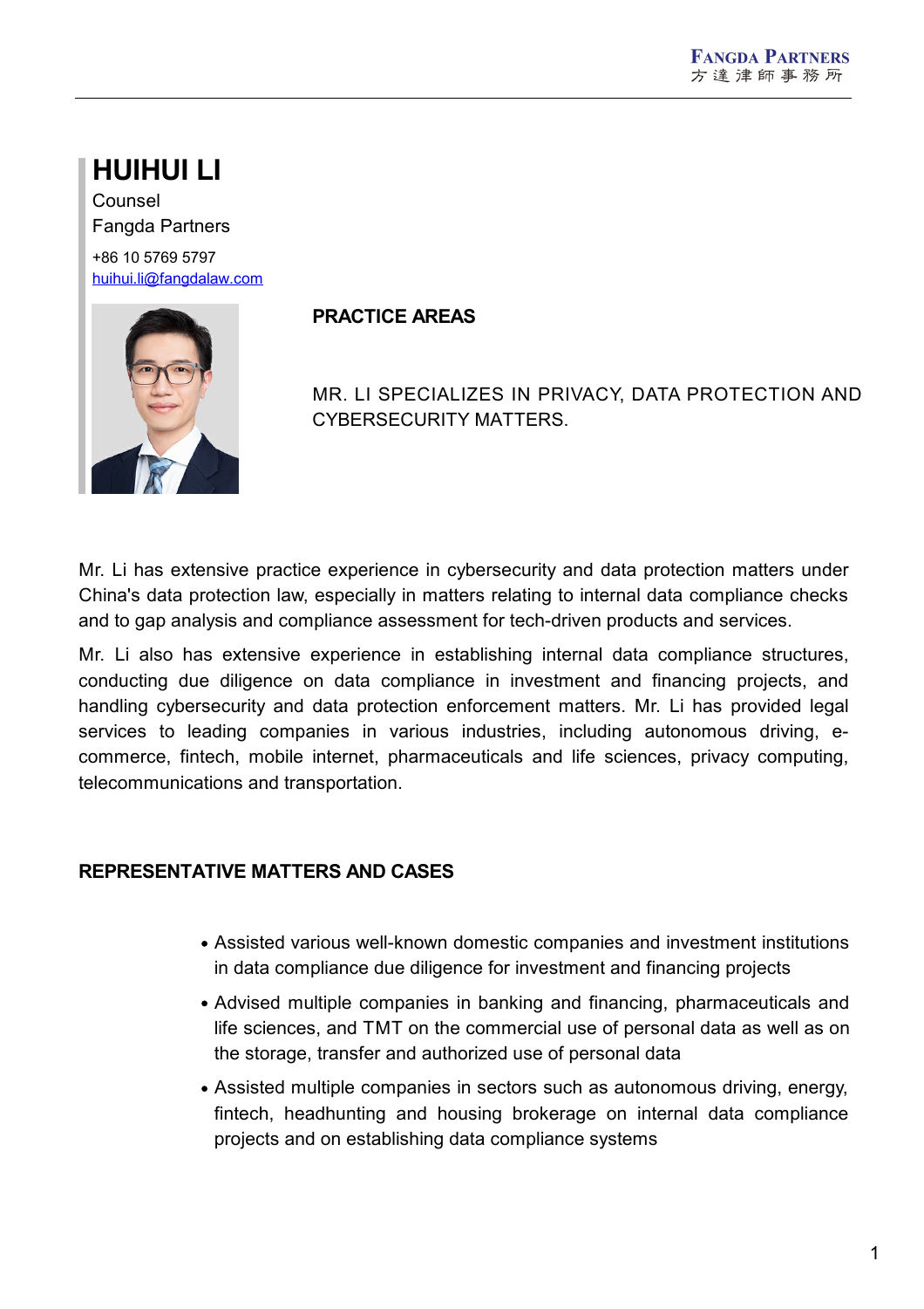# HUIHUI LI

Counsel

Fangda Partners

+86 10 5769 5797

huihui.li@fangdalaw.com

## PRACTICE AREAS

MR. LI SPECIALIZES IN PRIVACY, DATA PROTECTION AND CYBERSECURITY MATTERS.

Mr. Li has extensive practice experience in cybersecurity and data protection matters under China's data protection law, especially in matters relating to internal data compliance checks and to gap analysis and compliance assessment for tech-driven products and services.

Mr. Li also has extensive experience in establishing internal data compliance structures, conducting due diligence on data compliance in investment and financing projects, and handling cybersecurity and data protection enforcement matters. Mr. Li has provided legal services to leading companies in various industries, including autonomous driving, e-commerce, fintech, mobile internet, pharmaceuticals and life sciences, privacy computing, telecommunications and transportation.

## REPRESENTATIVE MATTERS AND CASES

- Assisted various well-known domestic companies and investment institutions in data compliance due diligence for investment and financing projects
- Advised multiple companies in banking and financing, pharmaceuticals and life sciences, and TMT on the commercial use of personal data as well as on the storage, transfer and authorized use of personal data
- Assisted multiple companies in sectors such as autonomous driving, energy, fintech, headhunting and housing brokerage on internal data compliance projects and on establishing data compliance systems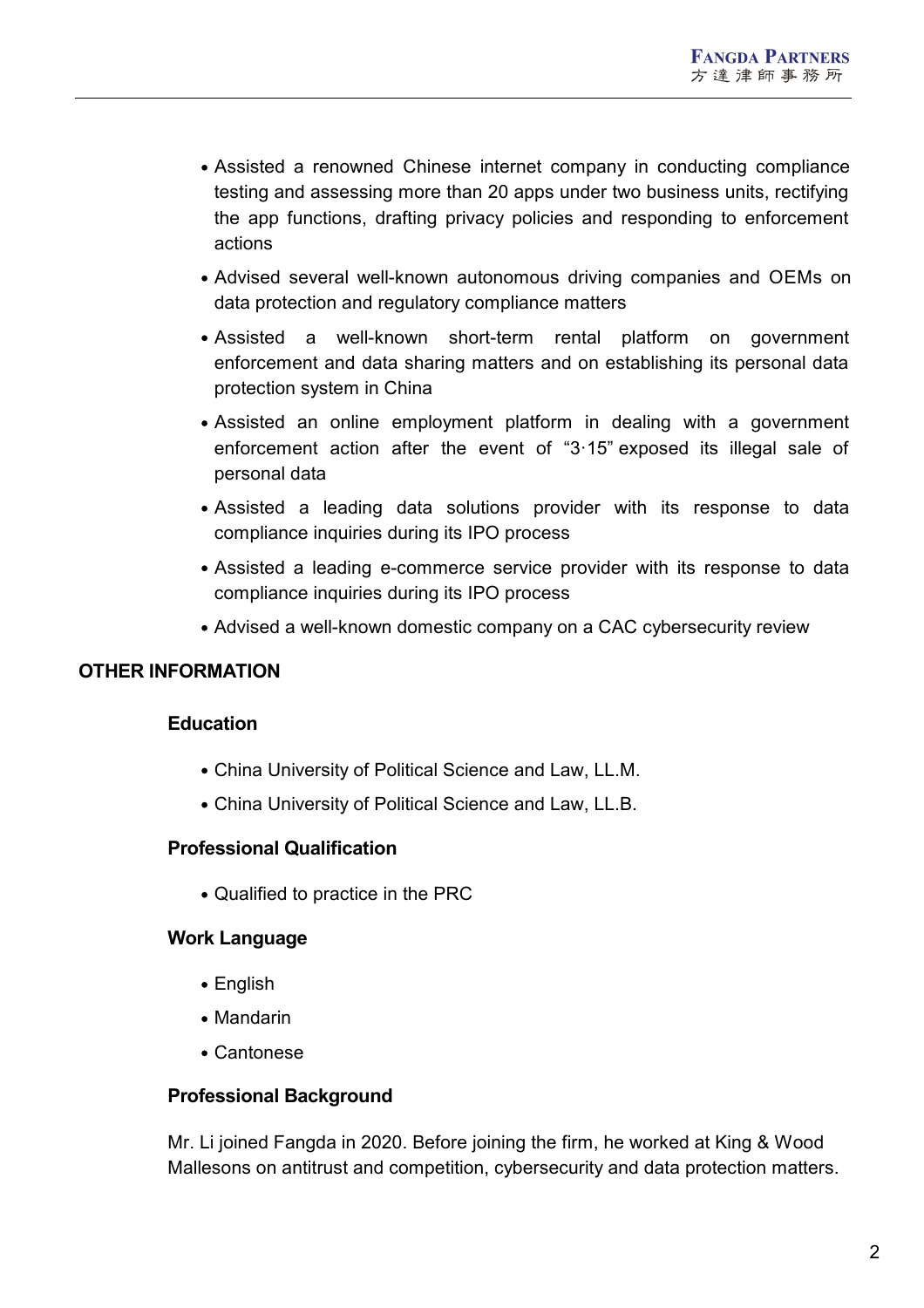- Assisted a renowned Chinese internet company in conducting compliance testing and assessing more than 20 apps under two business units, rectifying the app functions, drafting privacy policies and responding to enforcement actions
- Advised several well-known autonomous driving companies and OEMs on data protection and regulatory compliance matters
- Assisted a well-known short-term rental platform on government enforcement and data sharing matters and on establishing its personal data protection system in China
- Assisted an online employment platform in dealing with a government enforcement action after the event of "3·15" exposed its illegal sale of personal data
- Assisted a leading data solutions provider with its response to data compliance inquiries during its IPO process
- Assisted a leading e-commerce service provider with its response to data compliance inquiries during its IPO process
- Advised a well-known domestic company on a CAC cybersecurity review

## OTHER INFORMATION

### Education

- China University of Political Science and Law, LL.M.
- China University of Political Science and Law, LL.B.

### Professional Qualification

- Qualified to practice in the PRC

### Work Language

- English
- Mandarin
- Cantonese

### Professional Background

Mr. Li joined Fangda in 2020. Before joining the firm, he worked at King & Wood Mallesons on antitrust and competition, cybersecurity and data protection matters.